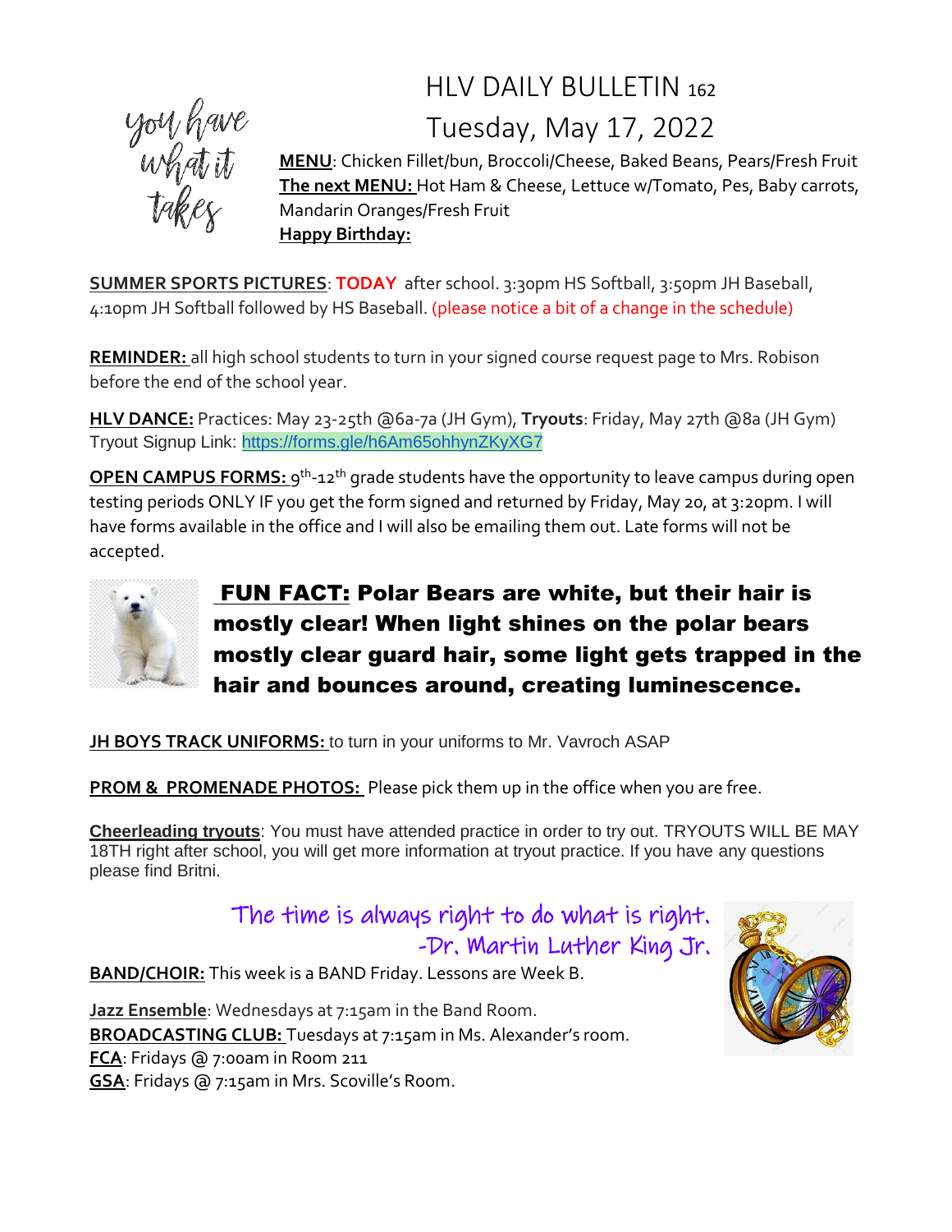you have what it takes

# HLV DAILY BULLETIN 162

## Tuesday, May 17, 2022

**MENU**: Chicken Fillet/bun, Broccoli/Cheese, Baked Beans, Pears/Fresh Fruit
**The next MENU:** Hot Ham & Cheese, Lettuce w/Tomato, Pes, Baby carrots, Mandarin Oranges/Fresh Fruit
**Happy Birthday:**

**SUMMER SPORTS PICTURES**: **TODAY** after school. 3:30pm HS Softball, 3:50pm JH Baseball, 4:10pm JH Softball followed by HS Baseball. (please notice a bit of a change in the schedule)

**REMINDER:** all high school students to turn in your signed course request page to Mrs. Robison before the end of the school year.

**HLV DANCE:** Practices: May 23-25th @6a-7a (JH Gym), **Tryouts**: Friday, May 27th @8a (JH Gym)
Tryout Signup Link: https://forms.gle/h6Am65ohhynZKyXG7

**OPEN CAMPUS FORMS:** 9th-12th grade students have the opportunity to leave campus during open testing periods ONLY IF you get the form signed and returned by Friday, May 20, at 3:20pm. I will have forms available in the office and I will also be emailing them out. Late forms will not be accepted.

**FUN FACT: Polar Bears are white, but their hair is mostly clear! When light shines on the polar bears mostly clear guard hair, some light gets trapped in the hair and bounces around, creating luminescence.**

**JH BOYS TRACK UNIFORMS:** to turn in your uniforms to Mr. Vavroch ASAP

**PROM & PROMENADE PHOTOS:** Please pick them up in the office when you are free.

**Cheerleading tryouts**: You must have attended practice in order to try out. TRYOUTS WILL BE MAY 18TH right after school, you will get more information at tryout practice. If you have any questions please find Britni.

*The time is always right to do what is right.*
*-Dr. Martin Luther King Jr.*

**BAND/CHOIR:** This week is a BAND Friday. Lessons are Week B.

**Jazz Ensemble**: Wednesdays at 7:15am in the Band Room.
**BROADCASTING CLUB:** Tuesdays at 7:15am in Ms. Alexander's room.
**FCA**: Fridays @ 7:00am in Room 211
**GSA**: Fridays @ 7:15am in Mrs. Scoville's Room.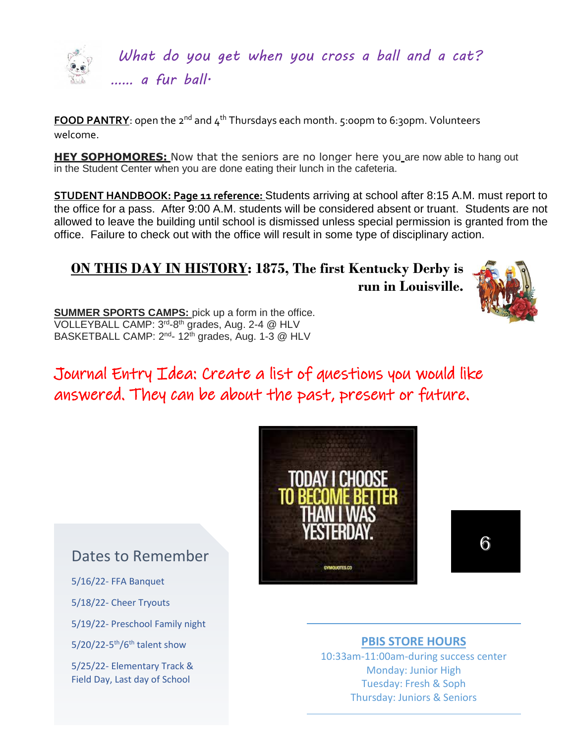*What do you get when you cross a ball and a cat?*

*...... a fur ball.*

**FOOD PANTRY**: open the 2nd and 4th Thursdays each month. 5:00pm to 6:30pm. Volunteers welcome.

**HEY SOPHOMORES:** Now that the seniors are no longer here you are now able to hang out in the Student Center when you are done eating their lunch in the cafeteria.

**STUDENT HANDBOOK: Page 11 reference:** Students arriving at school after 8:15 A.M. must report to the office for a pass. After 9:00 A.M. students will be considered absent or truant. Students are not allowed to leave the building until school is dismissed unless special permission is granted from the office. Failure to check out with the office will result in some type of disciplinary action.

**ON THIS DAY IN HISTORY: 1875, The first Kentucky Derby is run in Louisville.**

**SUMMER SPORTS CAMPS:** pick up a form in the office.
VOLLEYBALL CAMP: 3rd-8th grades, Aug. 2-4 @ HLV
BASKETBALL CAMP: 2nd- 12th grades, Aug. 1-3 @ HLV

Journal Entry Idea: Create a list of questions you would like answered. They can be about the past, present or future.

TODAY I CHOOSE TO BECOME BETTER THAN I WAS YESTERDAY.

GYMQUOTES.CO

## Dates to Remember

5/16/22- FFA Banquet

5/18/22- Cheer Tryouts

5/19/22- Preschool Family night

5/20/22-5th/6th talent show

5/25/22- Elementary Track & Field Day, Last day of School

**PBIS STORE HOURS**

10:33am-11:00am-during success center
Monday: Junior High
Tuesday: Fresh & Soph
Thursday: Juniors & Seniors